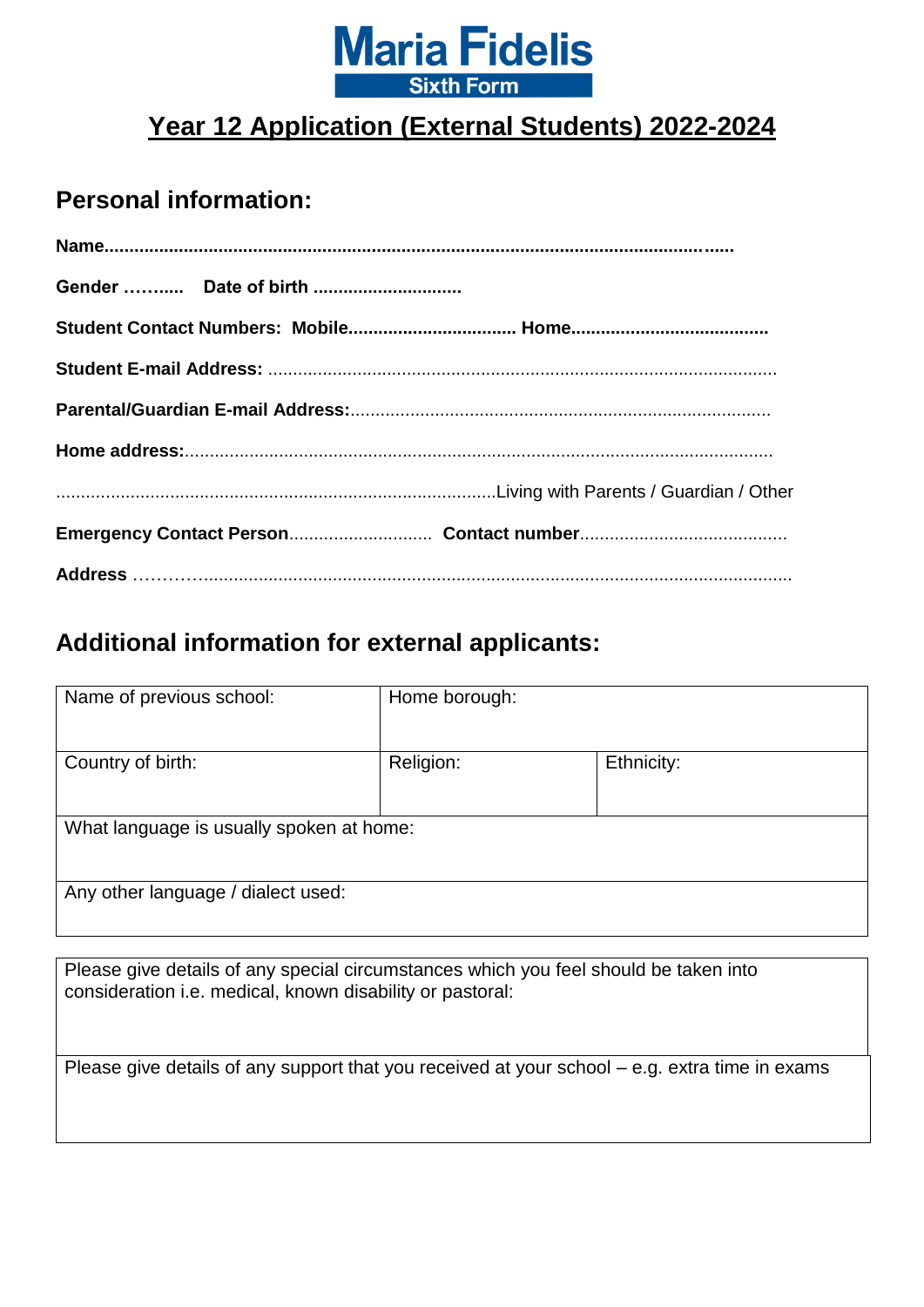# Maria Fidelis

**Sixth Form**

## Year 12 Application (External Students) 2022-2024

## Personal information:

**Name**..........................................................................................................................

**Gender** ……..... **Date of birth** ..............................

**Student Contact Numbers: Mobile**................................. **Home**.......................................

**Student E-mail Address:** ......................................................................................................

**Parental/Guardian E-mail Address:**....................................................................................

**Home address:**......................................................................................................................

........................................................................................Living with Parents / Guardian / Other

**Emergency Contact Person**............................. **Contact number**..........................................

**Address** ………….....................................................................................................................

## Additional information for external applicants:

| Name of previous school: | Home borough: | |
|---|---|---|
| Country of birth: | Religion: | Ethnicity: |
| What language is usually spoken at home: | | |
| Any other language / dialect used: | | |

| Please give details of any special circumstances which you feel should be taken into consideration i.e. medical, known disability or pastoral: |
|---|
| Please give details of any support that you received at your school – e.g. extra time in exams |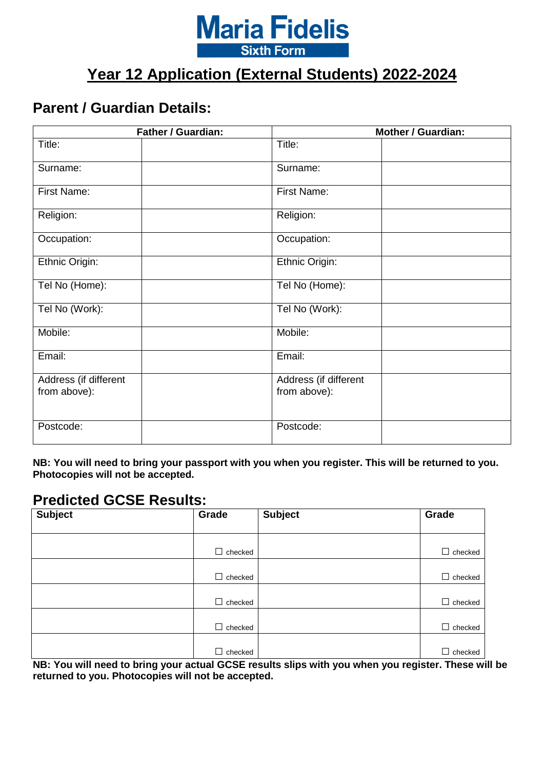**Maria Fidelis**
**Sixth Form**

# Year 12 Application (External Students) 2022-2024

## Parent / Guardian Details:

| Father / Guardian: | | Mother / Guardian: | |
|---|---|---|---|
| Title: | | Title: | |
| Surname: | | Surname: | |
| First Name: | | First Name: | |
| Religion: | | Religion: | |
| Occupation: | | Occupation: | |
| Ethnic Origin: | | Ethnic Origin: | |
| Tel No (Home): | | Tel No (Home): | |
| Tel No (Work): | | Tel No (Work): | |
| Mobile: | | Mobile: | |
| Email: | | Email: | |
| Address (if different from above): | | Address (if different from above): | |
| Postcode: | | Postcode: | |

**NB: You will need to bring your passport with you when you register. This will be returned to you. Photocopies will not be accepted.**

## Predicted GCSE Results:

| Subject | Grade | Subject | Grade |
|---|---|---|---|
| | ☐ checked | | ☐ checked |
| | ☐ checked | | ☐ checked |
| | ☐ checked | | ☐ checked |
| | ☐ checked | | ☐ checked |
| | ☐ checked | | ☐ checked |

**NB: You will need to bring your actual GCSE results slips with you when you register. These will be returned to you. Photocopies will not be accepted.**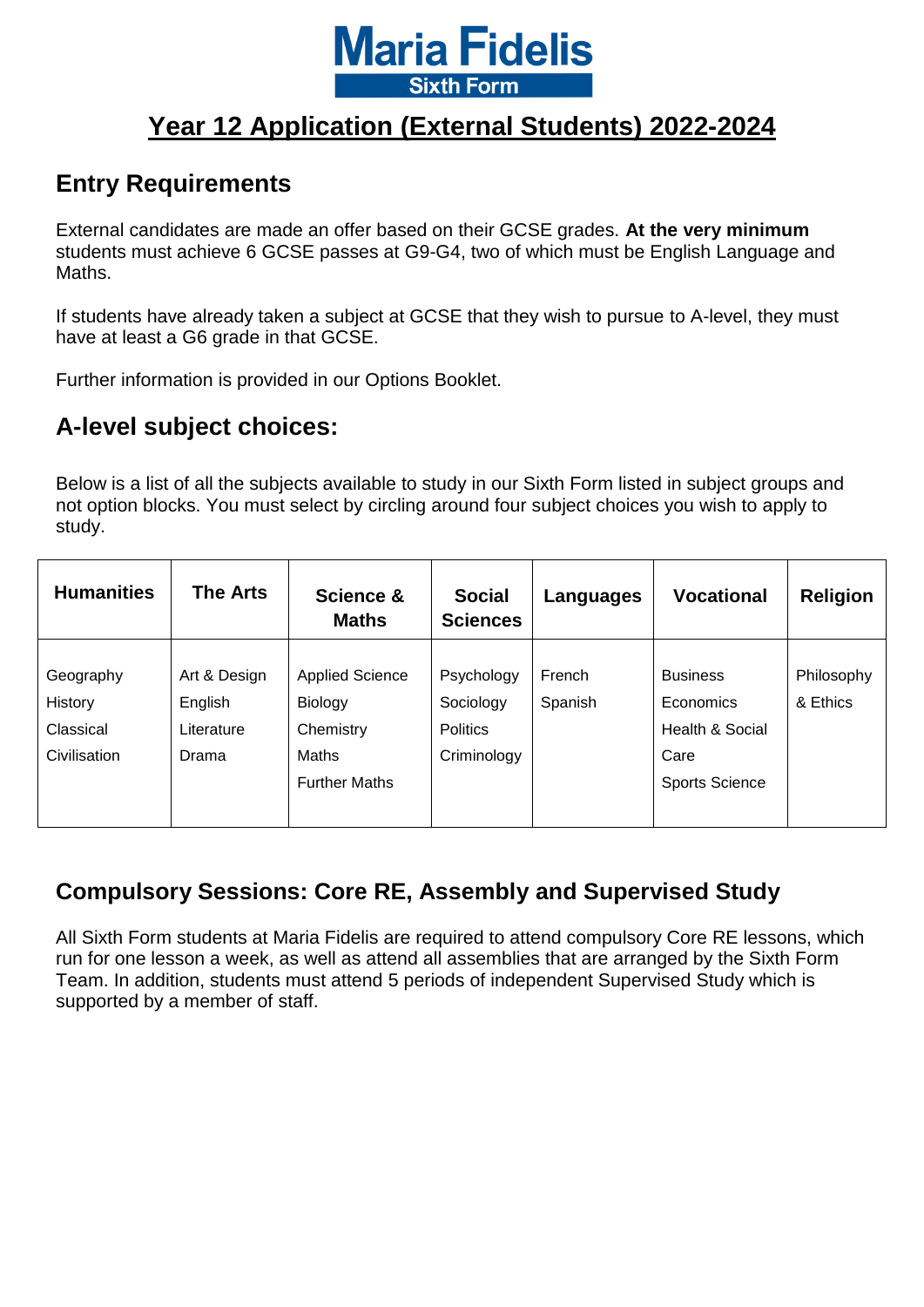# Maria Fidelis Sixth Form

## Year 12 Application (External Students) 2022-2024

## Entry Requirements

External candidates are made an offer based on their GCSE grades. **At the very minimum** students must achieve 6 GCSE passes at G9-G4, two of which must be English Language and Maths.

If students have already taken a subject at GCSE that they wish to pursue to A-level, they must have at least a G6 grade in that GCSE.

Further information is provided in our Options Booklet.

## A-level subject choices:

Below is a list of all the subjects available to study in our Sixth Form listed in subject groups and not option blocks. You must select by circling around four subject choices you wish to apply to study.

| Humanities | The Arts | Science & Maths | Social Sciences | Languages | Vocational | Religion |
|---|---|---|---|---|---|---|
| Geography<br>History<br>Classical Civilisation | Art & Design<br>English Literature<br>Drama | Applied Science<br>Biology<br>Chemistry<br>Maths<br>Further Maths | Psychology<br>Sociology<br>Politics<br>Criminology | French<br>Spanish | Business<br>Economics<br>Health & Social Care<br>Sports Science | Philosophy & Ethics |

## Compulsory Sessions: Core RE, Assembly and Supervised Study

All Sixth Form students at Maria Fidelis are required to attend compulsory Core RE lessons, which run for one lesson a week, as well as attend all assemblies that are arranged by the Sixth Form Team. In addition, students must attend 5 periods of independent Supervised Study which is supported by a member of staff.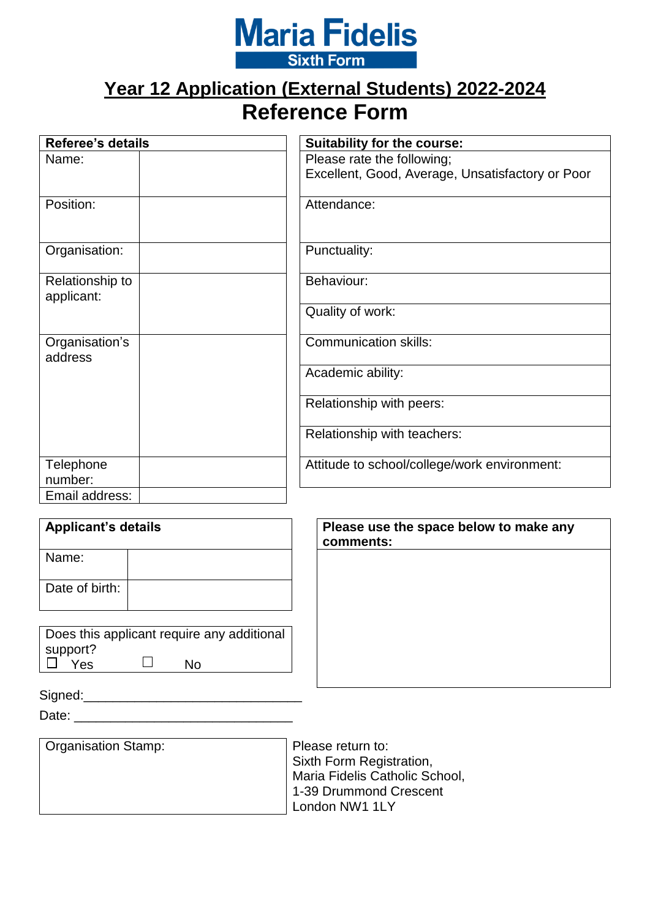# Maria Fidelis
## Sixth Form

## Year 12 Application (External Students) 2022-2024
## Reference Form

| Referee's details | |
|---|---|
| Name: | |
| Position: | |
| Organisation: | |
| Relationship to applicant: | |
| Organisation's address | |
| Telephone number: | |
| Email address: | |

| Suitability for the course: |
|---|
| Please rate the following; Excellent, Good, Average, Unsatisfactory or Poor |
| Attendance: |
| Punctuality: |
| Behaviour: |
| Quality of work: |
| Communication skills: |
| Academic ability: |
| Relationship with peers: |
| Relationship with teachers: |
| Attitude to school/college/work environment: |

| Applicant's details | |
|---|---|
| Name: | |
| Date of birth: | |

| Does this applicant require any additional support? |
|---|
| ☐ Yes ☐ No |

| Please use the space below to make any comments: |
|---|
| |

Signed:_______________________________

Date: _______________________________

| Organisation Stamp: |
|---|
| |

Please return to:
Sixth Form Registration,
Maria Fidelis Catholic School,
1-39 Drummond Crescent
London NW1 1LY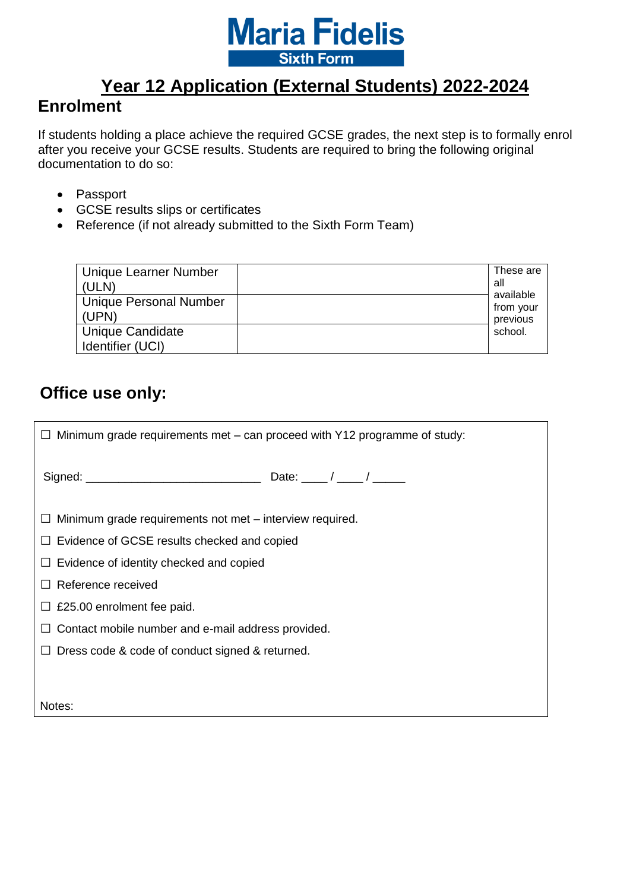Maria Fidelis
Sixth Form

# Year 12 Application (External Students) 2022-2024

## Enrolment

If students holding a place achieve the required GCSE grades, the next step is to formally enrol after you receive your GCSE results. Students are required to bring the following original documentation to do so:

- Passport
- GCSE results slips or certificates
- Reference (if not already submitted to the Sixth Form Team)

| | | |
|---|---|---|
| Unique Learner Number (ULN) | | These are all available from your previous school. |
| Unique Personal Number (UPN) | | |
| Unique Candidate Identifier (UCI) | | |

## Office use only:

☐ Minimum grade requirements met – can proceed with Y12 programme of study:

Signed: ___________________________ Date: ____ / ____ / _____

☐ Minimum grade requirements not met – interview required.

☐ Evidence of GCSE results checked and copied

☐ Evidence of identity checked and copied

☐ Reference received

☐ £25.00 enrolment fee paid.

☐ Contact mobile number and e-mail address provided.

☐ Dress code & code of conduct signed & returned.

Notes: